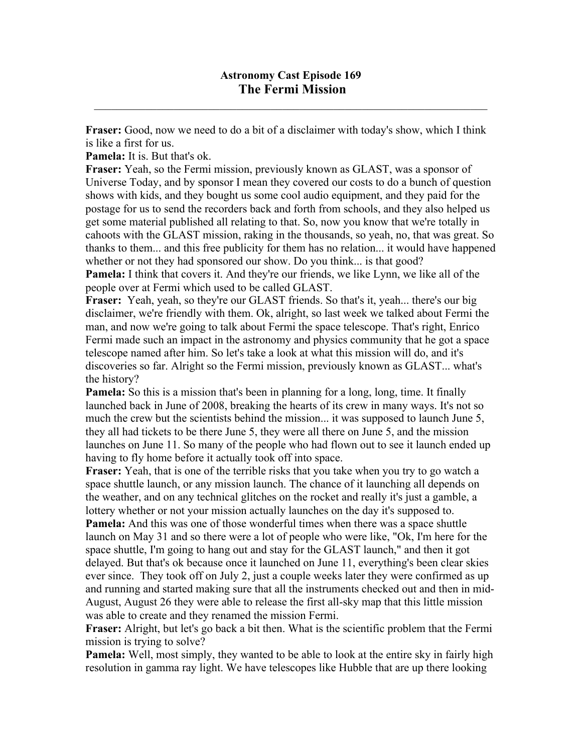# Astronomy Cast Episode 169
## The Fermi Mission

---

**Fraser:** Good, now we need to do a bit of a disclaimer with today's show, which I think is like a first for us.

**Pamela:** It is. But that's ok.

**Fraser:** Yeah, so the Fermi mission, previously known as GLAST, was a sponsor of Universe Today, and by sponsor I mean they covered our costs to do a bunch of question shows with kids, and they bought us some cool audio equipment, and they paid for the postage for us to send the recorders back and forth from schools, and they also helped us get some material published all relating to that. So, now you know that we're totally in cahoots with the GLAST mission, raking in the thousands, so yeah, no, that was great. So thanks to them... and this free publicity for them has no relation... it would have happened whether or not they had sponsored our show. Do you think... is that good?

**Pamela:** I think that covers it. And they're our friends, we like Lynn, we like all of the people over at Fermi which used to be called GLAST.

**Fraser:** Yeah, yeah, so they're our GLAST friends. So that's it, yeah... there's our big disclaimer, we're friendly with them. Ok, alright, so last week we talked about Fermi the man, and now we're going to talk about Fermi the space telescope. That's right, Enrico Fermi made such an impact in the astronomy and physics community that he got a space telescope named after him. So let's take a look at what this mission will do, and it's discoveries so far. Alright so the Fermi mission, previously known as GLAST... what's the history?

**Pamela:** So this is a mission that's been in planning for a long, long, time. It finally launched back in June of 2008, breaking the hearts of its crew in many ways. It's not so much the crew but the scientists behind the mission... it was supposed to launch June 5, they all had tickets to be there June 5, they were all there on June 5, and the mission launches on June 11. So many of the people who had flown out to see it launch ended up having to fly home before it actually took off into space.

**Fraser:** Yeah, that is one of the terrible risks that you take when you try to go watch a space shuttle launch, or any mission launch. The chance of it launching all depends on the weather, and on any technical glitches on the rocket and really it's just a gamble, a lottery whether or not your mission actually launches on the day it's supposed to.

**Pamela:** And this was one of those wonderful times when there was a space shuttle launch on May 31 and so there were a lot of people who were like, "Ok, I'm here for the space shuttle, I'm going to hang out and stay for the GLAST launch," and then it got delayed. But that's ok because once it launched on June 11, everything's been clear skies ever since. They took off on July 2, just a couple weeks later they were confirmed as up and running and started making sure that all the instruments checked out and then in mid-August, August 26 they were able to release the first all-sky map that this little mission was able to create and they renamed the mission Fermi.

**Fraser:** Alright, but let's go back a bit then. What is the scientific problem that the Fermi mission is trying to solve?

**Pamela:** Well, most simply, they wanted to be able to look at the entire sky in fairly high resolution in gamma ray light. We have telescopes like Hubble that are up there looking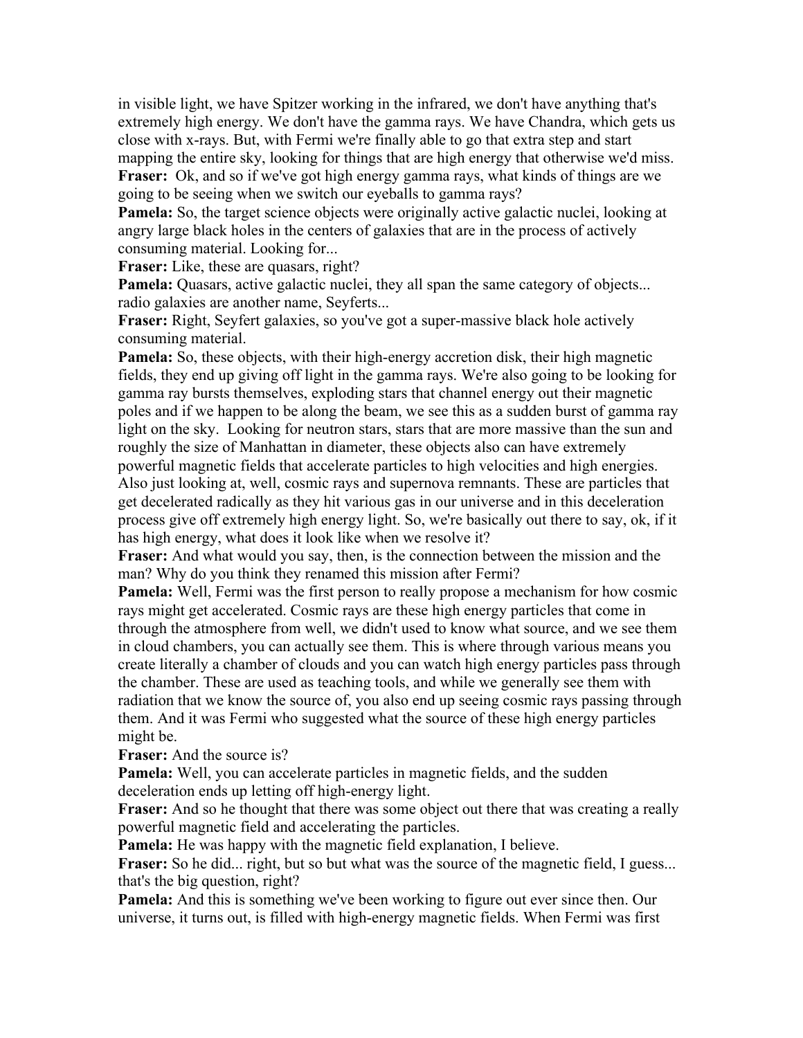in visible light, we have Spitzer working in the infrared, we don't have anything that's extremely high energy. We don't have the gamma rays. We have Chandra, which gets us close with x-rays. But, with Fermi we're finally able to go that extra step and start mapping the entire sky, looking for things that are high energy that otherwise we'd miss.

**Fraser:** Ok, and so if we've got high energy gamma rays, what kinds of things are we going to be seeing when we switch our eyeballs to gamma rays?

**Pamela:** So, the target science objects were originally active galactic nuclei, looking at angry large black holes in the centers of galaxies that are in the process of actively consuming material. Looking for...

**Fraser:** Like, these are quasars, right?

**Pamela:** Quasars, active galactic nuclei, they all span the same category of objects... radio galaxies are another name, Seyferts...

**Fraser:** Right, Seyfert galaxies, so you've got a super-massive black hole actively consuming material.

**Pamela:** So, these objects, with their high-energy accretion disk, their high magnetic fields, they end up giving off light in the gamma rays. We're also going to be looking for gamma ray bursts themselves, exploding stars that channel energy out their magnetic poles and if we happen to be along the beam, we see this as a sudden burst of gamma ray light on the sky. Looking for neutron stars, stars that are more massive than the sun and roughly the size of Manhattan in diameter, these objects also can have extremely powerful magnetic fields that accelerate particles to high velocities and high energies. Also just looking at, well, cosmic rays and supernova remnants. These are particles that get decelerated radically as they hit various gas in our universe and in this deceleration process give off extremely high energy light. So, we're basically out there to say, ok, if it has high energy, what does it look like when we resolve it?

**Fraser:** And what would you say, then, is the connection between the mission and the man? Why do you think they renamed this mission after Fermi?

**Pamela:** Well, Fermi was the first person to really propose a mechanism for how cosmic rays might get accelerated. Cosmic rays are these high energy particles that come in through the atmosphere from well, we didn't used to know what source, and we see them in cloud chambers, you can actually see them. This is where through various means you create literally a chamber of clouds and you can watch high energy particles pass through the chamber. These are used as teaching tools, and while we generally see them with radiation that we know the source of, you also end up seeing cosmic rays passing through them. And it was Fermi who suggested what the source of these high energy particles might be.

**Fraser:** And the source is?

**Pamela:** Well, you can accelerate particles in magnetic fields, and the sudden deceleration ends up letting off high-energy light.

**Fraser:** And so he thought that there was some object out there that was creating a really powerful magnetic field and accelerating the particles.

**Pamela:** He was happy with the magnetic field explanation, I believe.

**Fraser:** So he did... right, but so but what was the source of the magnetic field, I guess... that's the big question, right?

**Pamela:** And this is something we've been working to figure out ever since then. Our universe, it turns out, is filled with high-energy magnetic fields. When Fermi was first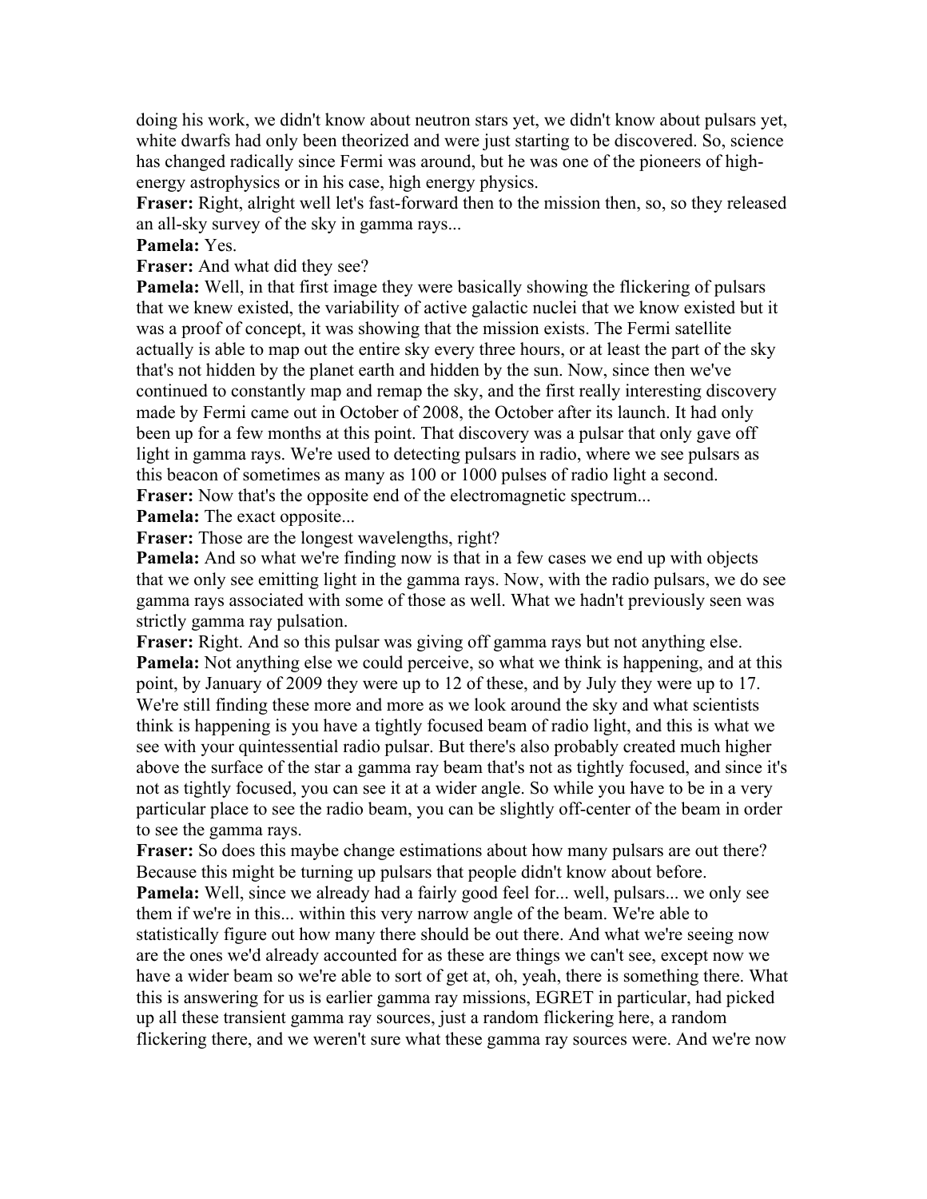doing his work, we didn't know about neutron stars yet, we didn't know about pulsars yet, white dwarfs had only been theorized and were just starting to be discovered. So, science has changed radically since Fermi was around, but he was one of the pioneers of high-energy astrophysics or in his case, high energy physics.

**Fraser:** Right, alright well let's fast-forward then to the mission then, so, so they released an all-sky survey of the sky in gamma rays...

**Pamela:** Yes.

**Fraser:** And what did they see?

**Pamela:** Well, in that first image they were basically showing the flickering of pulsars that we knew existed, the variability of active galactic nuclei that we know existed but it was a proof of concept, it was showing that the mission exists. The Fermi satellite actually is able to map out the entire sky every three hours, or at least the part of the sky that's not hidden by the planet earth and hidden by the sun. Now, since then we've continued to constantly map and remap the sky, and the first really interesting discovery made by Fermi came out in October of 2008, the October after its launch. It had only been up for a few months at this point. That discovery was a pulsar that only gave off light in gamma rays. We're used to detecting pulsars in radio, where we see pulsars as this beacon of sometimes as many as 100 or 1000 pulses of radio light a second.

**Fraser:** Now that's the opposite end of the electromagnetic spectrum...

**Pamela:** The exact opposite...

**Fraser:** Those are the longest wavelengths, right?

**Pamela:** And so what we're finding now is that in a few cases we end up with objects that we only see emitting light in the gamma rays. Now, with the radio pulsars, we do see gamma rays associated with some of those as well. What we hadn't previously seen was strictly gamma ray pulsation.

**Fraser:** Right. And so this pulsar was giving off gamma rays but not anything else.

**Pamela:** Not anything else we could perceive, so what we think is happening, and at this point, by January of 2009 they were up to 12 of these, and by July they were up to 17. We're still finding these more and more as we look around the sky and what scientists think is happening is you have a tightly focused beam of radio light, and this is what we see with your quintessential radio pulsar. But there's also probably created much higher above the surface of the star a gamma ray beam that's not as tightly focused, and since it's not as tightly focused, you can see it at a wider angle. So while you have to be in a very particular place to see the radio beam, you can be slightly off-center of the beam in order to see the gamma rays.

**Fraser:** So does this maybe change estimations about how many pulsars are out there? Because this might be turning up pulsars that people didn't know about before.

**Pamela:** Well, since we already had a fairly good feel for... well, pulsars... we only see them if we're in this... within this very narrow angle of the beam. We're able to statistically figure out how many there should be out there. And what we're seeing now are the ones we'd already accounted for as these are things we can't see, except now we have a wider beam so we're able to sort of get at, oh, yeah, there is something there. What this is answering for us is earlier gamma ray missions, EGRET in particular, had picked up all these transient gamma ray sources, just a random flickering here, a random flickering there, and we weren't sure what these gamma ray sources were. And we're now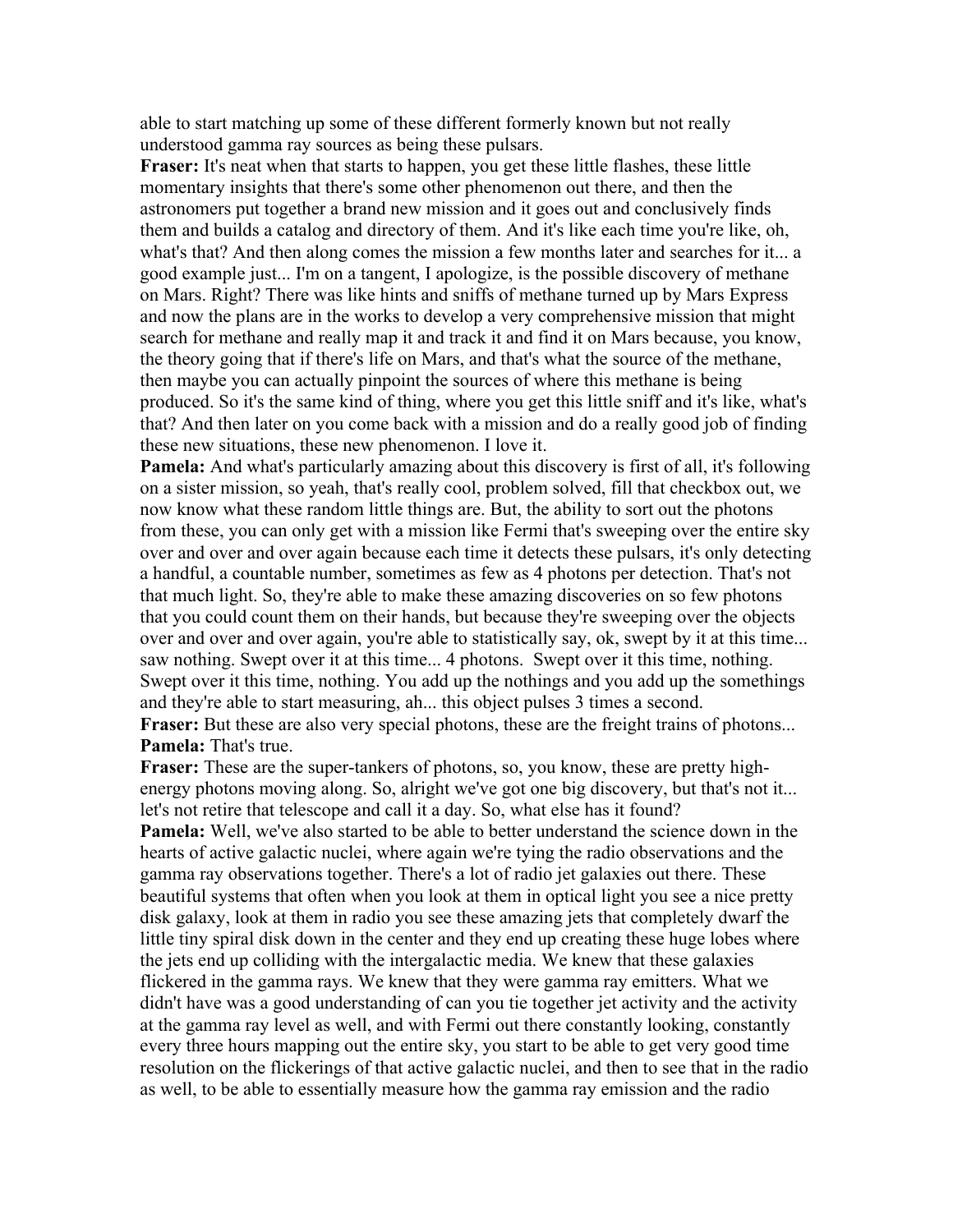able to start matching up some of these different formerly known but not really understood gamma ray sources as being these pulsars.

**Fraser:** It's neat when that starts to happen, you get these little flashes, these little momentary insights that there's some other phenomenon out there, and then the astronomers put together a brand new mission and it goes out and conclusively finds them and builds a catalog and directory of them. And it's like each time you're like, oh, what's that? And then along comes the mission a few months later and searches for it... a good example just... I'm on a tangent, I apologize, is the possible discovery of methane on Mars. Right? There was like hints and sniffs of methane turned up by Mars Express and now the plans are in the works to develop a very comprehensive mission that might search for methane and really map it and track it and find it on Mars because, you know, the theory going that if there's life on Mars, and that's what the source of the methane, then maybe you can actually pinpoint the sources of where this methane is being produced. So it's the same kind of thing, where you get this little sniff and it's like, what's that? And then later on you come back with a mission and do a really good job of finding these new situations, these new phenomenon. I love it.

**Pamela:** And what's particularly amazing about this discovery is first of all, it's following on a sister mission, so yeah, that's really cool, problem solved, fill that checkbox out, we now know what these random little things are. But, the ability to sort out the photons from these, you can only get with a mission like Fermi that's sweeping over the entire sky over and over and over again because each time it detects these pulsars, it's only detecting a handful, a countable number, sometimes as few as 4 photons per detection. That's not that much light. So, they're able to make these amazing discoveries on so few photons that you could count them on their hands, but because they're sweeping over the objects over and over and over again, you're able to statistically say, ok, swept by it at this time... saw nothing. Swept over it at this time... 4 photons. Swept over it this time, nothing. Swept over it this time, nothing. You add up the nothings and you add up the somethings and they're able to start measuring, ah... this object pulses 3 times a second.

**Fraser:** But these are also very special photons, these are the freight trains of photons...

**Pamela:** That's true.

**Fraser:** These are the super-tankers of photons, so, you know, these are pretty high-energy photons moving along. So, alright we've got one big discovery, but that's not it... let's not retire that telescope and call it a day. So, what else has it found?

**Pamela:** Well, we've also started to be able to better understand the science down in the hearts of active galactic nuclei, where again we're tying the radio observations and the gamma ray observations together. There's a lot of radio jet galaxies out there. These beautiful systems that often when you look at them in optical light you see a nice pretty disk galaxy, look at them in radio you see these amazing jets that completely dwarf the little tiny spiral disk down in the center and they end up creating these huge lobes where the jets end up colliding with the intergalactic media. We knew that these galaxies flickered in the gamma rays. We knew that they were gamma ray emitters. What we didn't have was a good understanding of can you tie together jet activity and the activity at the gamma ray level as well, and with Fermi out there constantly looking, constantly every three hours mapping out the entire sky, you start to be able to get very good time resolution on the flickerings of that active galactic nuclei, and then to see that in the radio as well, to be able to essentially measure how the gamma ray emission and the radio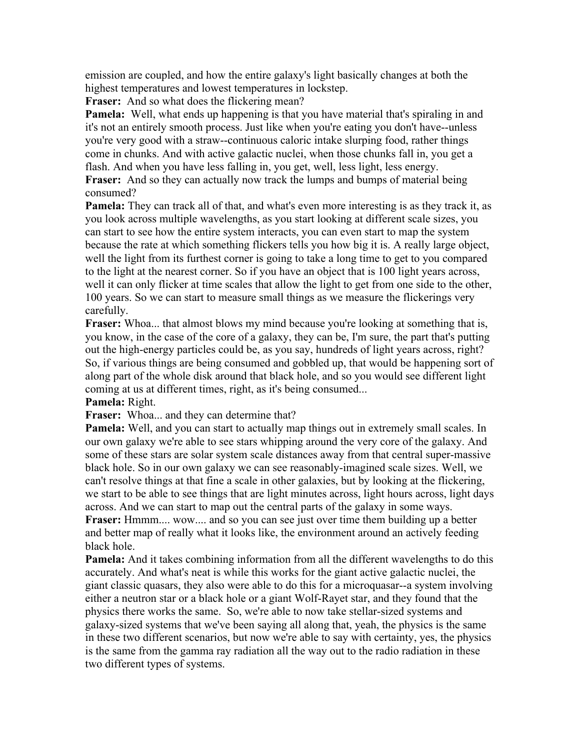emission are coupled, and how the entire galaxy's light basically changes at both the highest temperatures and lowest temperatures in lockstep.

**Fraser:** And so what does the flickering mean?

**Pamela:** Well, what ends up happening is that you have material that's spiraling in and it's not an entirely smooth process. Just like when you're eating you don't have--unless you're very good with a straw--continuous caloric intake slurping food, rather things come in chunks. And with active galactic nuclei, when those chunks fall in, you get a flash. And when you have less falling in, you get, well, less light, less energy.

**Fraser:** And so they can actually now track the lumps and bumps of material being consumed?

**Pamela:** They can track all of that, and what's even more interesting is as they track it, as you look across multiple wavelengths, as you start looking at different scale sizes, you can start to see how the entire system interacts, you can even start to map the system because the rate at which something flickers tells you how big it is. A really large object, well the light from its furthest corner is going to take a long time to get to you compared to the light at the nearest corner. So if you have an object that is 100 light years across, well it can only flicker at time scales that allow the light to get from one side to the other, 100 years. So we can start to measure small things as we measure the flickerings very carefully.

**Fraser:** Whoa... that almost blows my mind because you're looking at something that is, you know, in the case of the core of a galaxy, they can be, I'm sure, the part that's putting out the high-energy particles could be, as you say, hundreds of light years across, right? So, if various things are being consumed and gobbled up, that would be happening sort of along part of the whole disk around that black hole, and so you would see different light coming at us at different times, right, as it's being consumed...

**Pamela:** Right.

**Fraser:** Whoa... and they can determine that?

**Pamela:** Well, and you can start to actually map things out in extremely small scales. In our own galaxy we're able to see stars whipping around the very core of the galaxy. And some of these stars are solar system scale distances away from that central super-massive black hole. So in our own galaxy we can see reasonably-imagined scale sizes. Well, we can't resolve things at that fine a scale in other galaxies, but by looking at the flickering, we start to be able to see things that are light minutes across, light hours across, light days across. And we can start to map out the central parts of the galaxy in some ways.

**Fraser:** Hmmm.... wow.... and so you can see just over time them building up a better and better map of really what it looks like, the environment around an actively feeding black hole.

**Pamela:** And it takes combining information from all the different wavelengths to do this accurately. And what's neat is while this works for the giant active galactic nuclei, the giant classic quasars, they also were able to do this for a microquasar--a system involving either a neutron star or a black hole or a giant Wolf-Rayet star, and they found that the physics there works the same. So, we're able to now take stellar-sized systems and galaxy-sized systems that we've been saying all along that, yeah, the physics is the same in these two different scenarios, but now we're able to say with certainty, yes, the physics is the same from the gamma ray radiation all the way out to the radio radiation in these two different types of systems.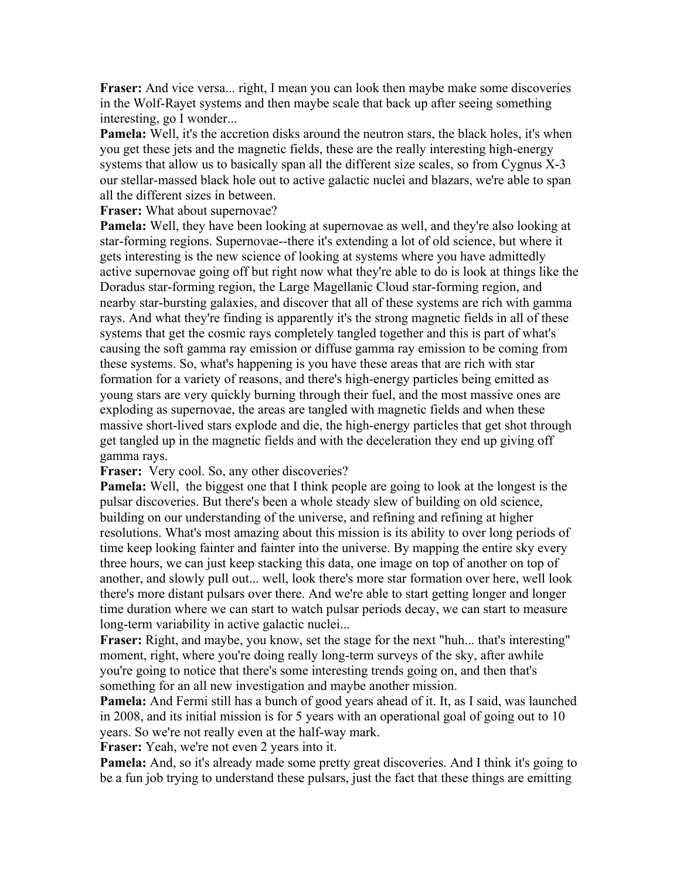**Fraser:** And vice versa... right, I mean you can look then maybe make some discoveries in the Wolf-Rayet systems and then maybe scale that back up after seeing something interesting, go I wonder...

**Pamela:** Well, it's the accretion disks around the neutron stars, the black holes, it's when you get these jets and the magnetic fields, these are the really interesting high-energy systems that allow us to basically span all the different size scales, so from Cygnus X-3 our stellar-massed black hole out to active galactic nuclei and blazars, we're able to span all the different sizes in between.

**Fraser:** What about supernovae?

**Pamela:** Well, they have been looking at supernovae as well, and they're also looking at star-forming regions. Supernovae--there it's extending a lot of old science, but where it gets interesting is the new science of looking at systems where you have admittedly active supernovae going off but right now what they're able to do is look at things like the Doradus star-forming region, the Large Magellanic Cloud star-forming region, and nearby star-bursting galaxies, and discover that all of these systems are rich with gamma rays. And what they're finding is apparently it's the strong magnetic fields in all of these systems that get the cosmic rays completely tangled together and this is part of what's causing the soft gamma ray emission or diffuse gamma ray emission to be coming from these systems. So, what's happening is you have these areas that are rich with star formation for a variety of reasons, and there's high-energy particles being emitted as young stars are very quickly burning through their fuel, and the most massive ones are exploding as supernovae, the areas are tangled with magnetic fields and when these massive short-lived stars explode and die, the high-energy particles that get shot through get tangled up in the magnetic fields and with the deceleration they end up giving off gamma rays.

**Fraser:** Very cool. So, any other discoveries?

**Pamela:** Well, the biggest one that I think people are going to look at the longest is the pulsar discoveries. But there's been a whole steady slew of building on old science, building on our understanding of the universe, and refining and refining at higher resolutions. What's most amazing about this mission is its ability to over long periods of time keep looking fainter and fainter into the universe. By mapping the entire sky every three hours, we can just keep stacking this data, one image on top of another on top of another, and slowly pull out... well, look there's more star formation over here, well look there's more distant pulsars over there. And we're able to start getting longer and longer time duration where we can start to watch pulsar periods decay, we can start to measure long-term variability in active galactic nuclei...

**Fraser:** Right, and maybe, you know, set the stage for the next "huh... that's interesting" moment, right, where you're doing really long-term surveys of the sky, after awhile you're going to notice that there's some interesting trends going on, and then that's something for an all new investigation and maybe another mission.

**Pamela:** And Fermi still has a bunch of good years ahead of it. It, as I said, was launched in 2008, and its initial mission is for 5 years with an operational goal of going out to 10 years. So we're not really even at the half-way mark.

**Fraser:** Yeah, we're not even 2 years into it.

**Pamela:** And, so it's already made some pretty great discoveries. And I think it's going to be a fun job trying to understand these pulsars, just the fact that these things are emitting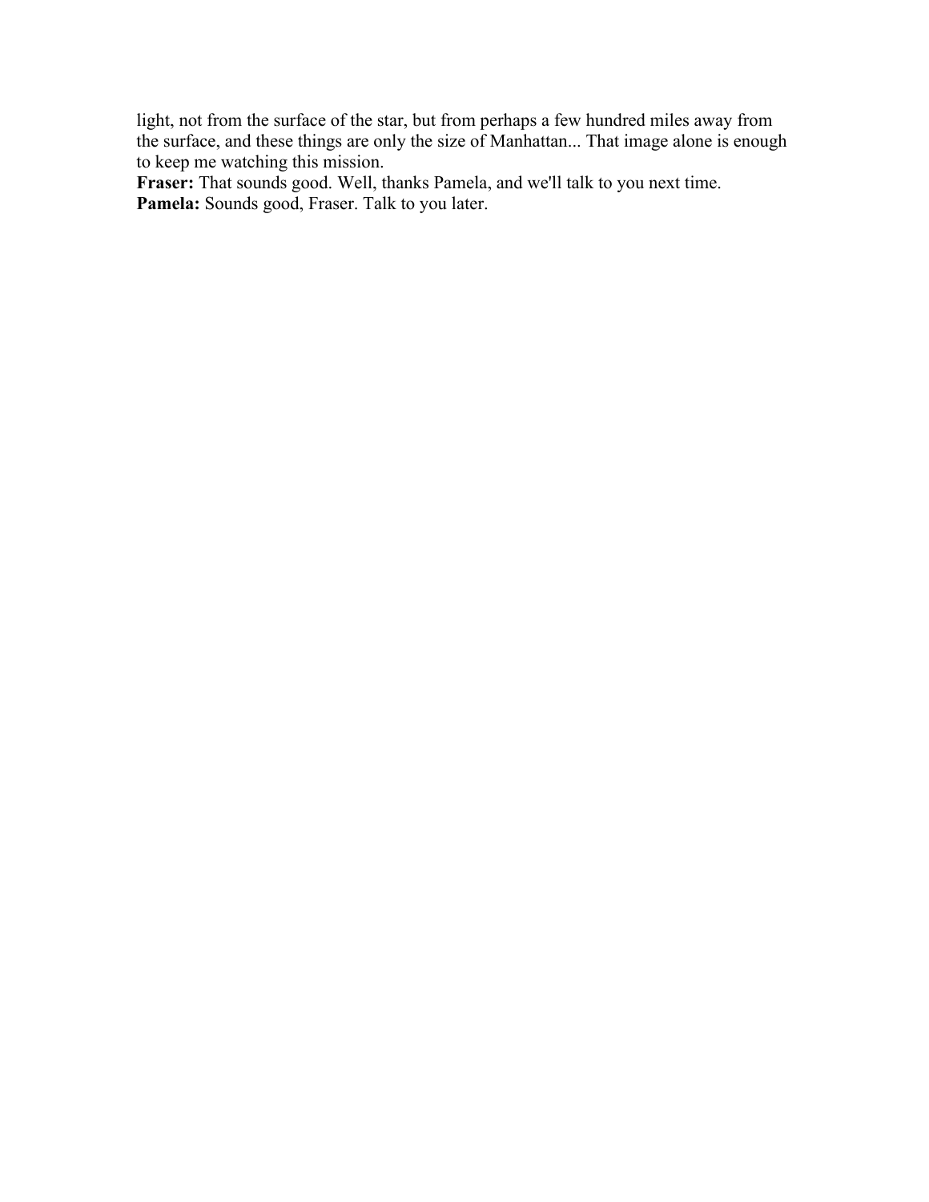light, not from the surface of the star, but from perhaps a few hundred miles away from the surface, and these things are only the size of Manhattan... That image alone is enough to keep me watching this mission.

**Fraser:** That sounds good. Well, thanks Pamela, and we'll talk to you next time.

**Pamela:** Sounds good, Fraser. Talk to you later.